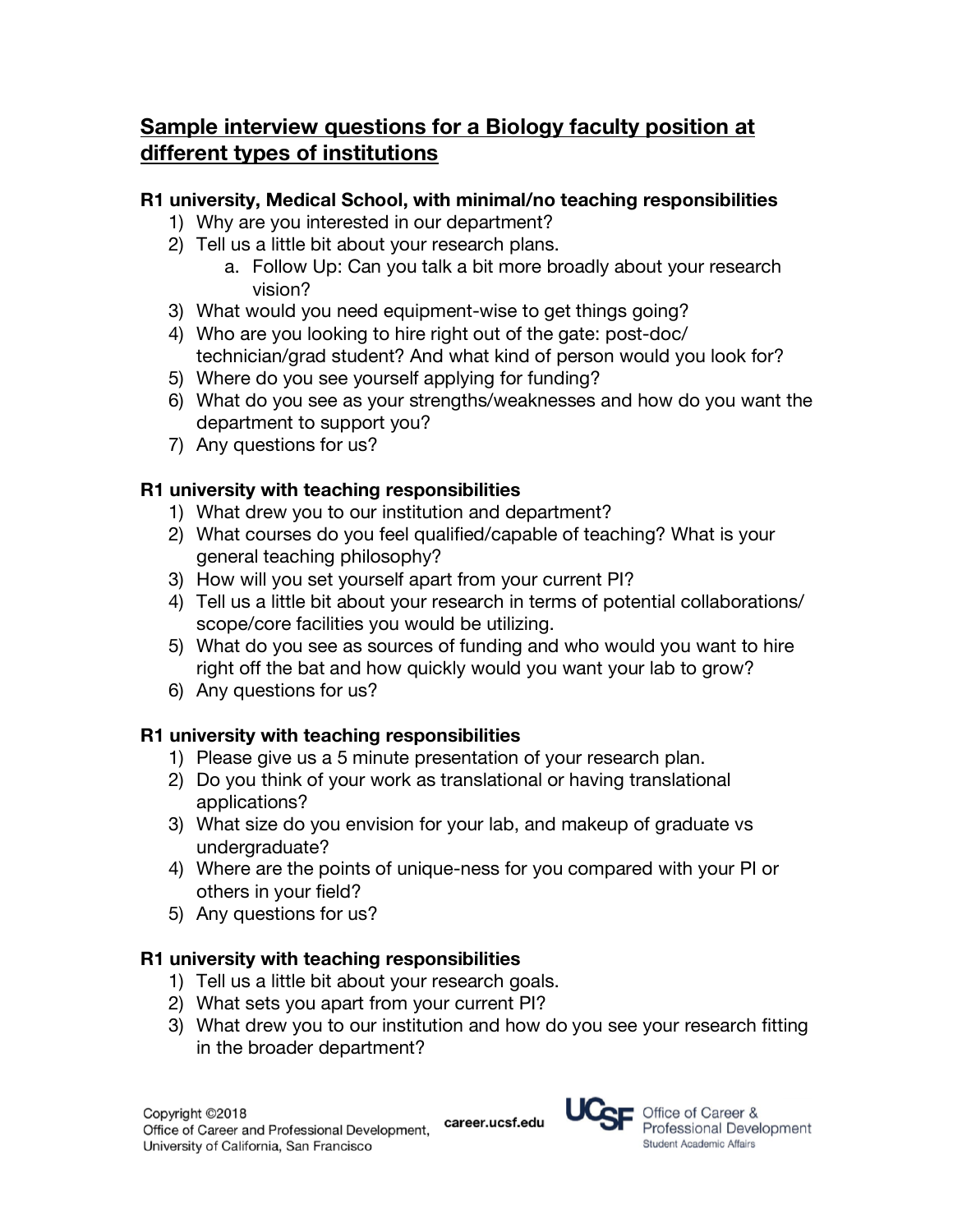## Sample interview questions for a Biology faculty position at different types of institutions

### R1 university, Medical School, with minimal/no teaching responsibilities

1) Why are you interested in our department?
2) Tell us a little bit about your research plans.
   a. Follow Up: Can you talk a bit more broadly about your research vision?
3) What would you need equipment-wise to get things going?
4) Who are you looking to hire right out of the gate: post-doc/ technician/grad student? And what kind of person would you look for?
5) Where do you see yourself applying for funding?
6) What do you see as your strengths/weaknesses and how do you want the department to support you?
7) Any questions for us?

### R1 university with teaching responsibilities

1) What drew you to our institution and department?
2) What courses do you feel qualified/capable of teaching? What is your general teaching philosophy?
3) How will you set yourself apart from your current PI?
4) Tell us a little bit about your research in terms of potential collaborations/ scope/core facilities you would be utilizing.
5) What do you see as sources of funding and who would you want to hire right off the bat and how quickly would you want your lab to grow?
6) Any questions for us?

### R1 university with teaching responsibilities

1) Please give us a 5 minute presentation of your research plan.
2) Do you think of your work as translational or having translational applications?
3) What size do you envision for your lab, and makeup of graduate vs undergraduate?
4) Where are the points of unique-ness for you compared with your PI or others in your field?
5) Any questions for us?

### R1 university with teaching responsibilities

1) Tell us a little bit about your research goals.
2) What sets you apart from your current PI?
3) What drew you to our institution and how do you see your research fitting in the broader department?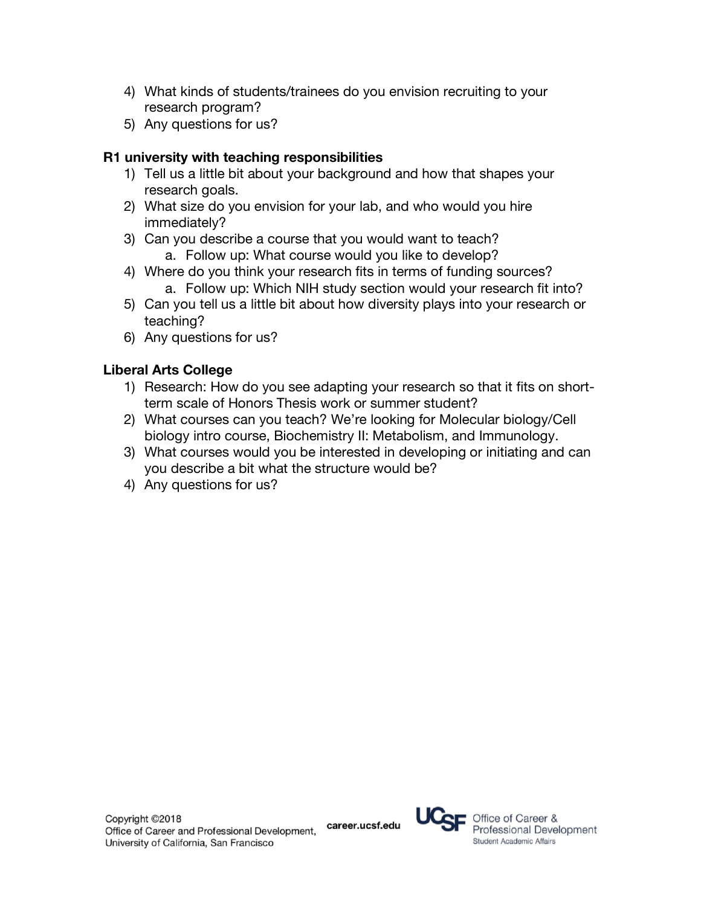4) What kinds of students/trainees do you envision recruiting to your research program?
5) Any questions for us?

**R1 university with teaching responsibilities**

1) Tell us a little bit about your background and how that shapes your research goals.
2) What size do you envision for your lab, and who would you hire immediately?
3) Can you describe a course that you would want to teach?
    a. Follow up: What course would you like to develop?
4) Where do you think your research fits in terms of funding sources?
    a. Follow up: Which NIH study section would your research fit into?
5) Can you tell us a little bit about how diversity plays into your research or teaching?
6) Any questions for us?

**Liberal Arts College**

1) Research: How do you see adapting your research so that it fits on short-term scale of Honors Thesis work or summer student?
2) What courses can you teach? We're looking for Molecular biology/Cell biology intro course, Biochemistry II: Metabolism, and Immunology.
3) What courses would you be interested in developing or initiating and can you describe a bit what the structure would be?
4) Any questions for us?

Copyright ©2018
Office of Career and Professional Development,
University of California, San Francisco

career.ucsf.edu

UCSF Office of Career & Professional Development
Student Academic Affairs